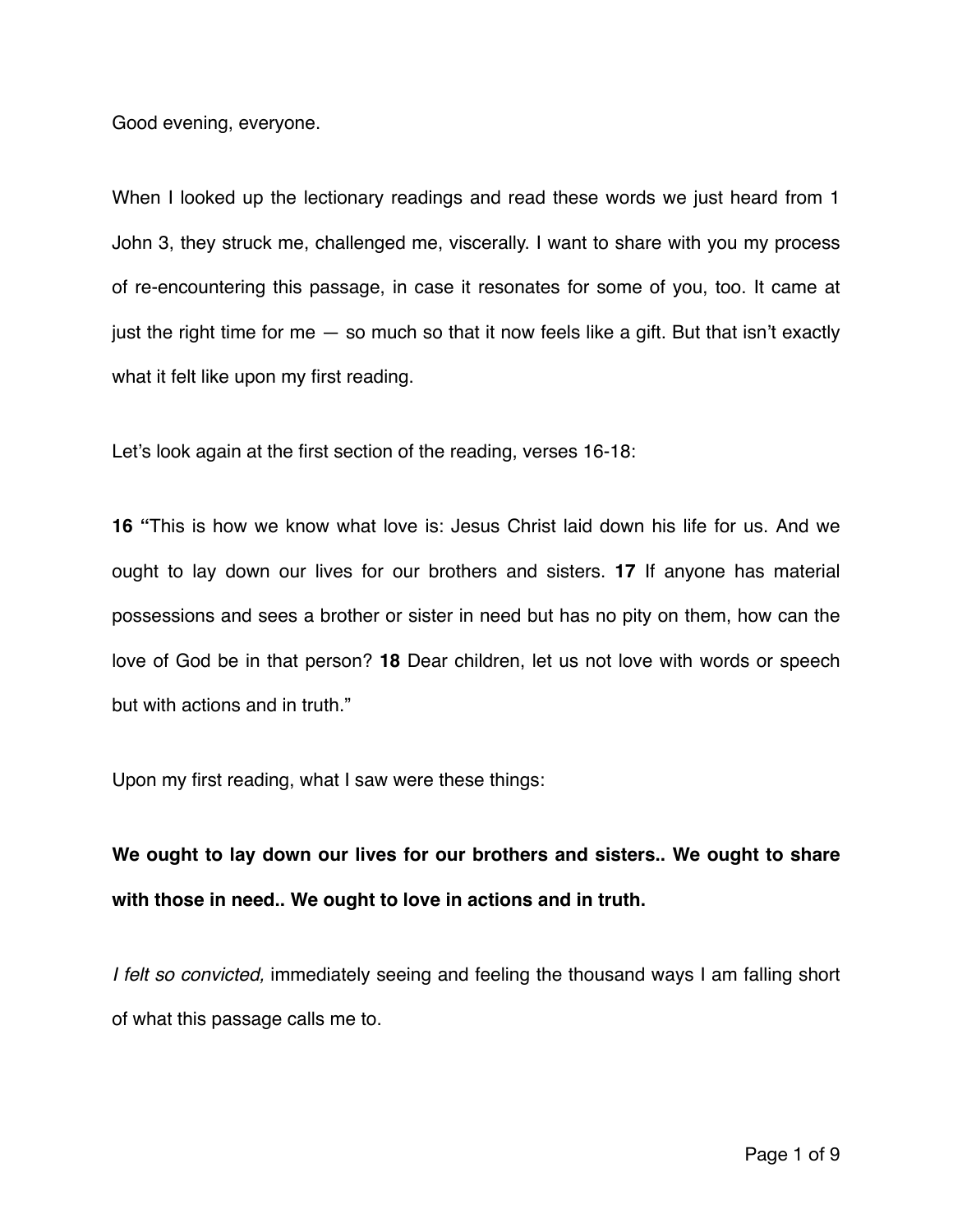Good evening, everyone.

When I looked up the lectionary readings and read these words we just heard from 1 John 3, they struck me, challenged me, viscerally. I want to share with you my process of re-encountering this passage, in case it resonates for some of you, too. It came at just the right time for me — so much so that it now feels like a gift. But that isn't exactly what it felt like upon my first reading.

Let's look again at the first section of the reading, verses 16-18:

**16 "**This is how we know what love is: Jesus Christ laid down his life for us. And we ought to lay down our lives for our brothers and sisters. **17** If anyone has material possessions and sees a brother or sister in need but has no pity on them, how can the love of God be in that person? **18** Dear children, let us not love with words or speech but with actions and in truth."

Upon my first reading, what I saw were these things:

**We ought to lay down our lives for our brothers and sisters.. We ought to share with those in need.. We ought to love in actions and in truth.**

*I felt so convicted,* immediately seeing and feeling the thousand ways I am falling short of what this passage calls me to.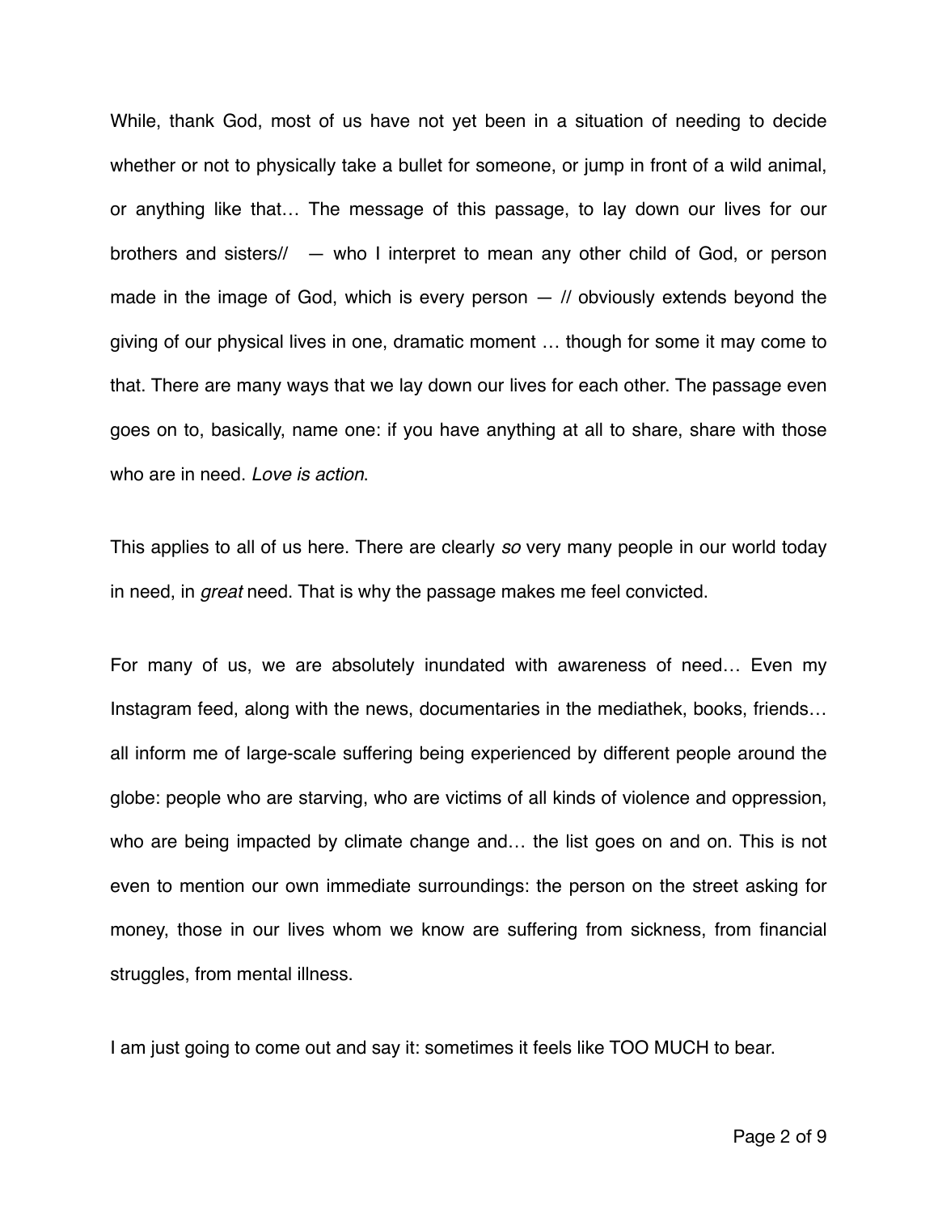While, thank God, most of us have not yet been in a situation of needing to decide whether or not to physically take a bullet for someone, or jump in front of a wild animal, or anything like that… The message of this passage, to lay down our lives for our brothers and sisters// — who I interpret to mean any other child of God, or person made in the image of God, which is every person — // obviously extends beyond the giving of our physical lives in one, dramatic moment … though for some it may come to that. There are many ways that we lay down our lives for each other. The passage even goes on to, basically, name one: if you have anything at all to share, share with those who are in need. *Love is action*.

This applies to all of us here. There are clearly *so* very many people in our world today in need, in *great* need. That is why the passage makes me feel convicted.

For many of us, we are absolutely inundated with awareness of need… Even my Instagram feed, along with the news, documentaries in the mediathek, books, friends… all inform me of large-scale suffering being experienced by different people around the globe: people who are starving, who are victims of all kinds of violence and oppression, who are being impacted by climate change and… the list goes on and on. This is not even to mention our own immediate surroundings: the person on the street asking for money, those in our lives whom we know are suffering from sickness, from financial struggles, from mental illness.

I am just going to come out and say it: sometimes it feels like TOO MUCH to bear.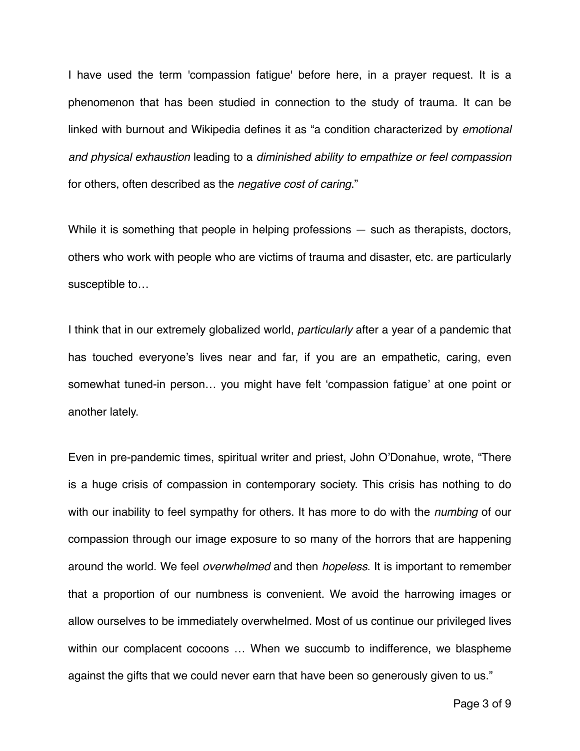I have used the term 'compassion fatigue' before here, in a prayer request. It is a phenomenon that has been studied in connection to the study of trauma. It can be linked with burnout and Wikipedia defines it as "a condition characterized by *emotional and physical exhaustion* leading to a *diminished ability to empathize or feel compassion* for others, often described as the *negative cost of caring*."

While it is something that people in helping professions — such as therapists, doctors, others who work with people who are victims of trauma and disaster, etc. are particularly susceptible to…

I think that in our extremely globalized world, *particularly* after a year of a pandemic that has touched everyone's lives near and far, if you are an empathetic, caring, even somewhat tuned-in person… you might have felt 'compassion fatigue' at one point or another lately.

Even in pre-pandemic times, spiritual writer and priest, John O'Donahue, wrote, "There is a huge crisis of compassion in contemporary society. This crisis has nothing to do with our inability to feel sympathy for others. It has more to do with the *numbing* of our compassion through our image exposure to so many of the horrors that are happening around the world. We feel *overwhelmed* and then *hopeless*. It is important to remember that a proportion of our numbness is convenient. We avoid the harrowing images or allow ourselves to be immediately overwhelmed. Most of us continue our privileged lives within our complacent cocoons … When we succumb to indifference, we blaspheme against the gifts that we could never earn that have been so generously given to us."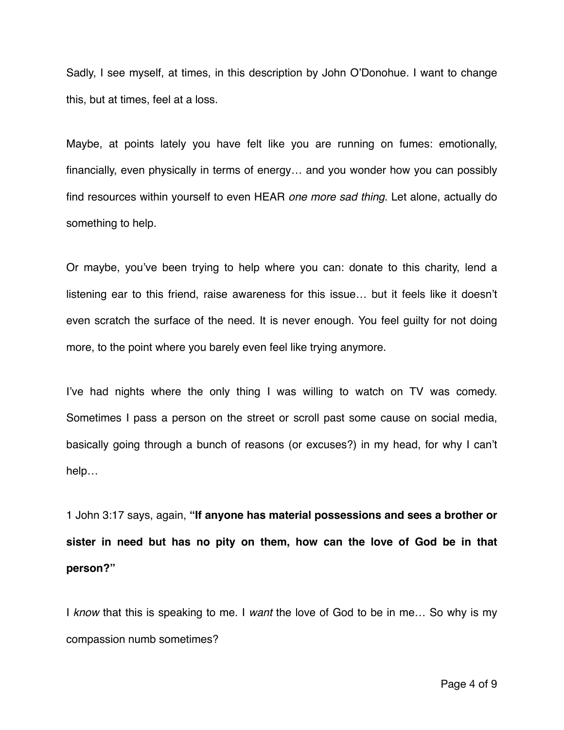Sadly, I see myself, at times, in this description by John O'Donohue. I want to change this, but at times, feel at a loss.

Maybe, at points lately you have felt like you are running on fumes: emotionally, financially, even physically in terms of energy… and you wonder how you can possibly find resources within yourself to even HEAR *one more sad thing*. Let alone, actually do something to help.

Or maybe, you've been trying to help where you can: donate to this charity, lend a listening ear to this friend, raise awareness for this issue… but it feels like it doesn't even scratch the surface of the need. It is never enough. You feel guilty for not doing more, to the point where you barely even feel like trying anymore.

I've had nights where the only thing I was willing to watch on TV was comedy. Sometimes I pass a person on the street or scroll past some cause on social media, basically going through a bunch of reasons (or excuses?) in my head, for why I can't help…

1 John 3:17 says, again, **"If anyone has material possessions and sees a brother or sister in need but has no pity on them, how can the love of God be in that person?"**

I *know* that this is speaking to me. I *want* the love of God to be in me… So why is my compassion numb sometimes?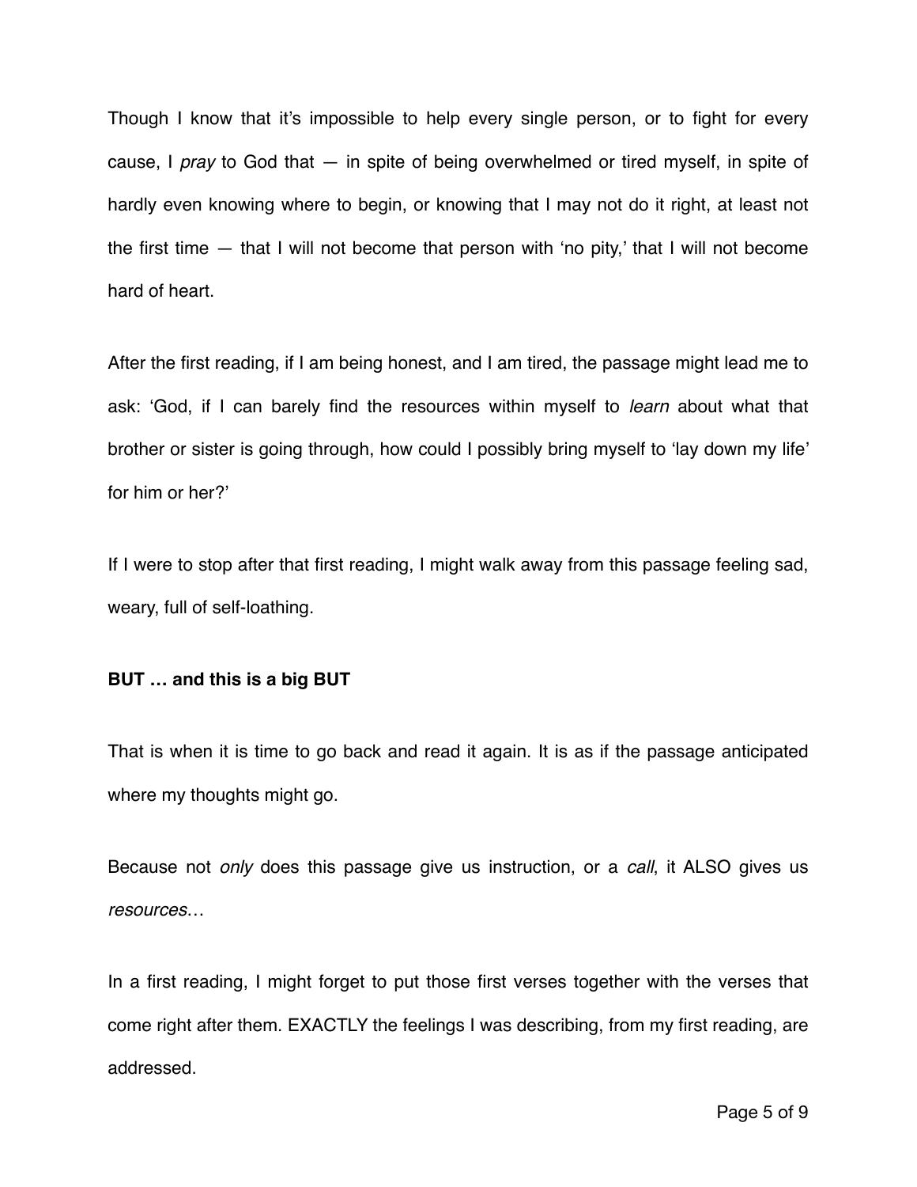Though I know that it's impossible to help every single person, or to fight for every cause, I *pray* to God that — in spite of being overwhelmed or tired myself, in spite of hardly even knowing where to begin, or knowing that I may not do it right, at least not the first time — that I will not become that person with 'no pity,' that I will not become hard of heart.

After the first reading, if I am being honest, and I am tired, the passage might lead me to ask: 'God, if I can barely find the resources within myself to *learn* about what that brother or sister is going through, how could I possibly bring myself to 'lay down my life' for him or her?'

If I were to stop after that first reading, I might walk away from this passage feeling sad, weary, full of self-loathing.

**BUT … and this is a big BUT**

That is when it is time to go back and read it again. It is as if the passage anticipated where my thoughts might go.

Because not *only* does this passage give us instruction, or a *call*, it ALSO gives us *resources…*

In a first reading, I might forget to put those first verses together with the verses that come right after them. EXACTLY the feelings I was describing, from my first reading, are addressed.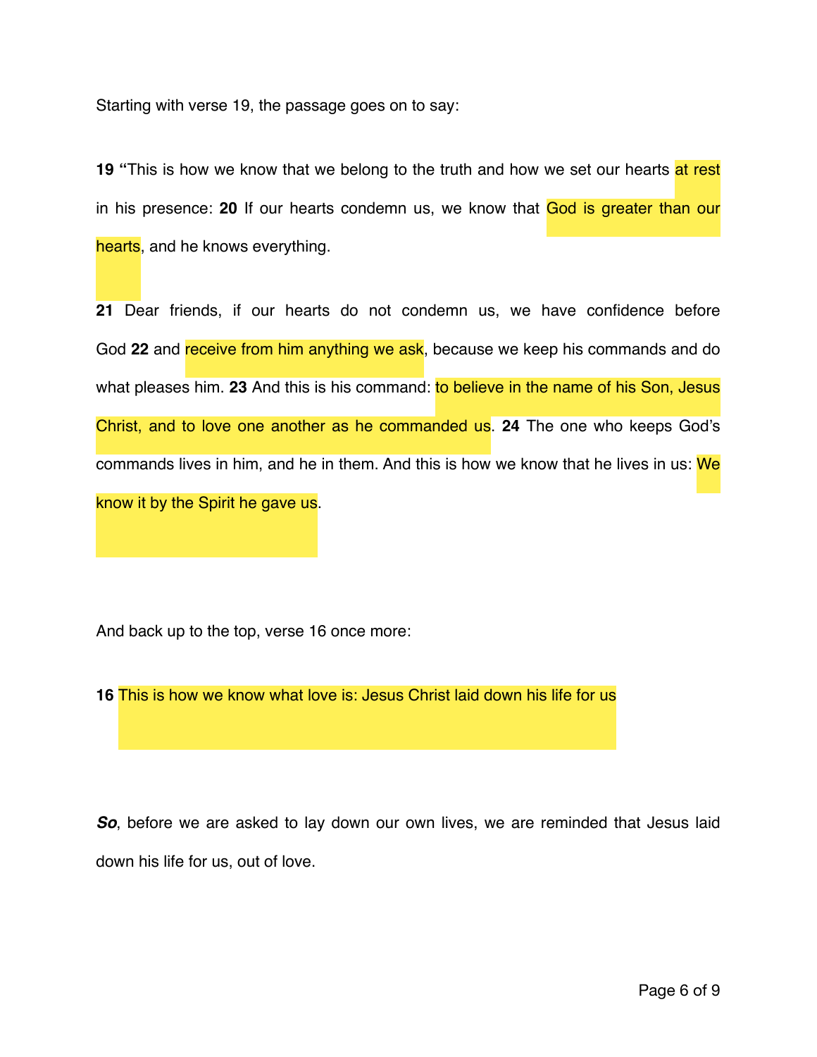Starting with verse 19, the passage goes on to say:

**19 "**This is how we know that we belong to the truth and how we set our hearts at rest in his presence: **20** If our hearts condemn us, we know that God is greater than our hearts, and he knows everything.

**21** Dear friends, if our hearts do not condemn us, we have confidence before God **22** and receive from him anything we ask, because we keep his commands and do what pleases him. **23** And this is his command: to believe in the name of his Son, Jesus Christ, and to love one another as he commanded us. **24** The one who keeps God's commands lives in him, and he in them. And this is how we know that he lives in us: We know it by the Spirit he gave us.

And back up to the top, verse 16 once more:

**16** This is how we know what love is: Jesus Christ laid down his life for us

***So***, before we are asked to lay down our own lives, we are reminded that Jesus laid down his life for us, out of love.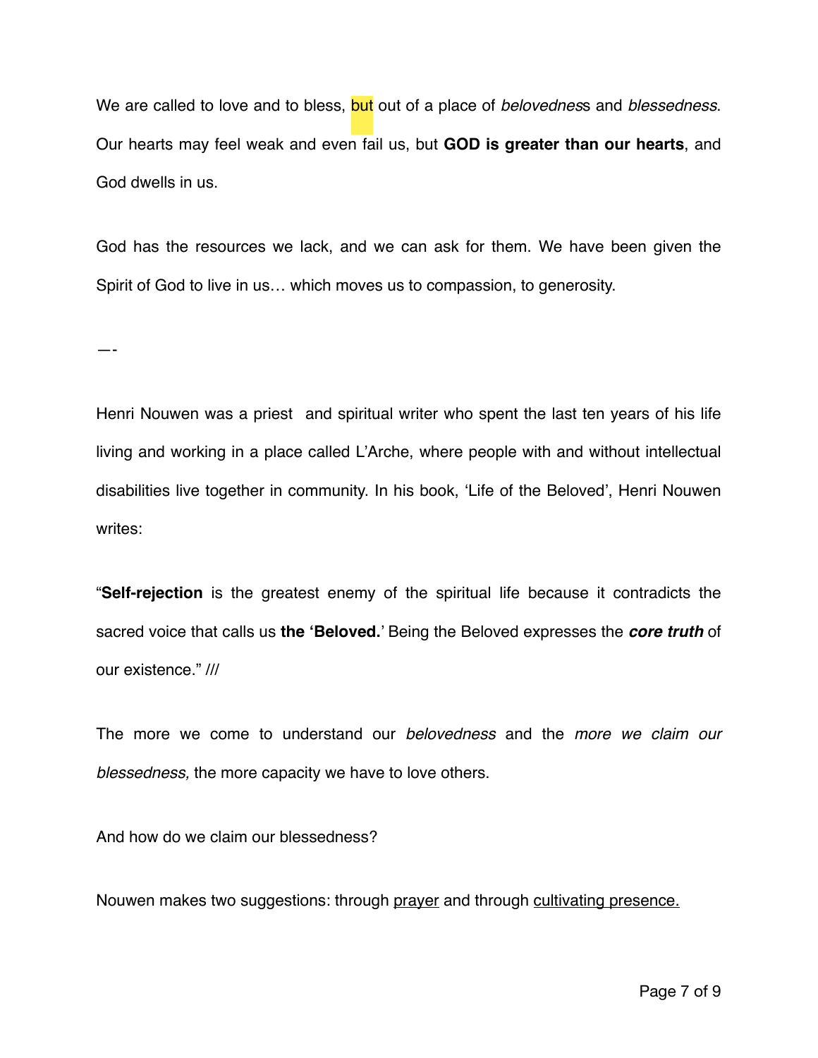We are called to love and to bless, but out of a place of *belovedness* and *blessedness*. Our hearts may feel weak and even fail us, but **GOD is greater than our hearts**, and God dwells in us.

God has the resources we lack, and we can ask for them. We have been given the Spirit of God to live in us… which moves us to compassion, to generosity.

—-

Henri Nouwen was a priest and spiritual writer who spent the last ten years of his life living and working in a place called L'Arche, where people with and without intellectual disabilities live together in community. In his book, 'Life of the Beloved', Henri Nouwen writes:

"**Self-rejection** is the greatest enemy of the spiritual life because it contradicts the sacred voice that calls us **the 'Beloved.'** Being the Beloved expresses the ***core truth*** of our existence." ///

The more we come to understand our *belovedness* and the *more we claim our blessedness,* the more capacity we have to love others.

And how do we claim our blessedness?

Nouwen makes two suggestions: through <u>prayer</u> and through <u>cultivating presence.</u>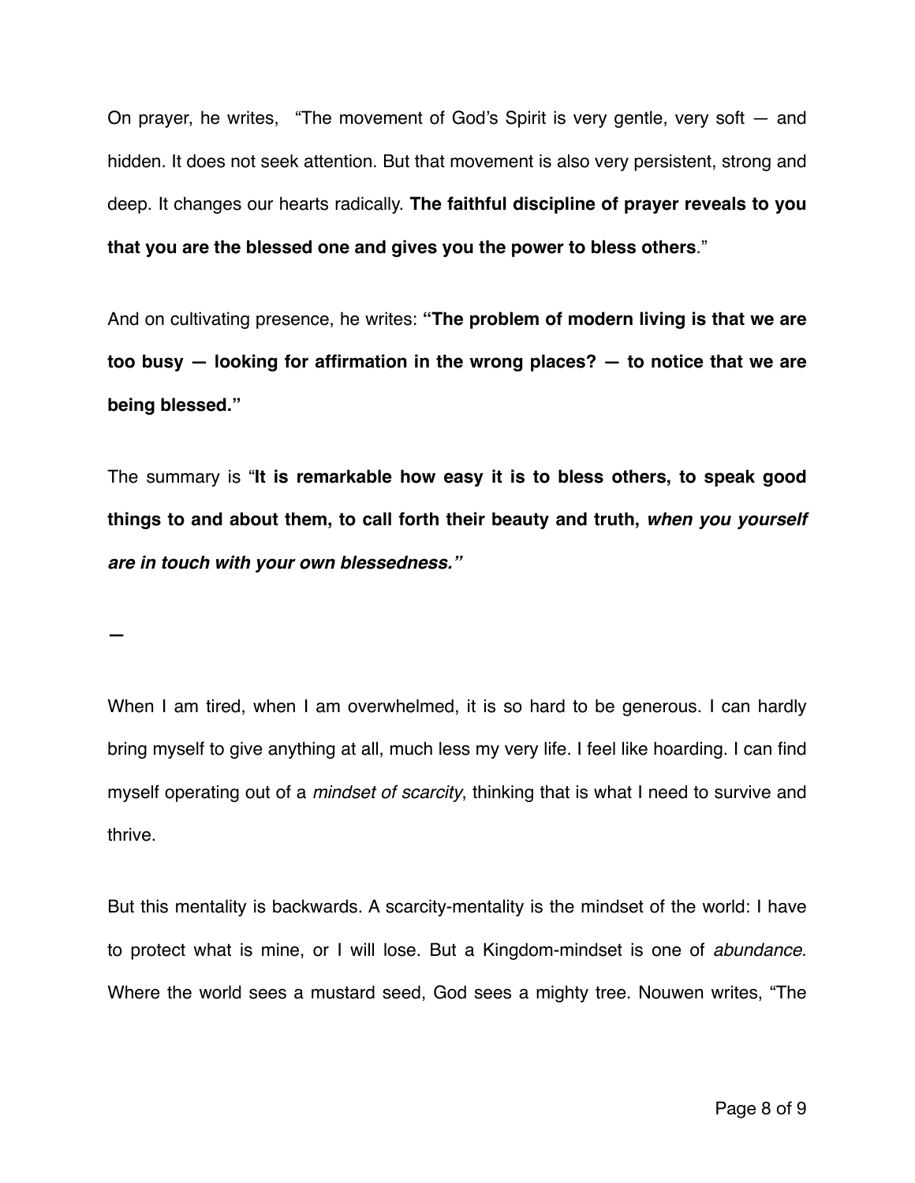On prayer, he writes, "The movement of God's Spirit is very gentle, very soft — and hidden. It does not seek attention. But that movement is also very persistent, strong and deep. It changes our hearts radically. **The faithful discipline of prayer reveals to you that you are the blessed one and gives you the power to bless others**."

And on cultivating presence, he writes: **"The problem of modern living is that we are too busy — looking for affirmation in the wrong places? — to notice that we are being blessed."**

The summary is "**It is remarkable how easy it is to bless others, to speak good things to and about them, to call forth their beauty and truth,** ***when you yourself are in touch with your own blessedness."***

—

When I am tired, when I am overwhelmed, it is so hard to be generous. I can hardly bring myself to give anything at all, much less my very life. I feel like hoarding. I can find myself operating out of a *mindset of scarcity*, thinking that is what I need to survive and thrive.

But this mentality is backwards. A scarcity-mentality is the mindset of the world: I have to protect what is mine, or I will lose. But a Kingdom-mindset is one of *abundance*. Where the world sees a mustard seed, God sees a mighty tree. Nouwen writes, "The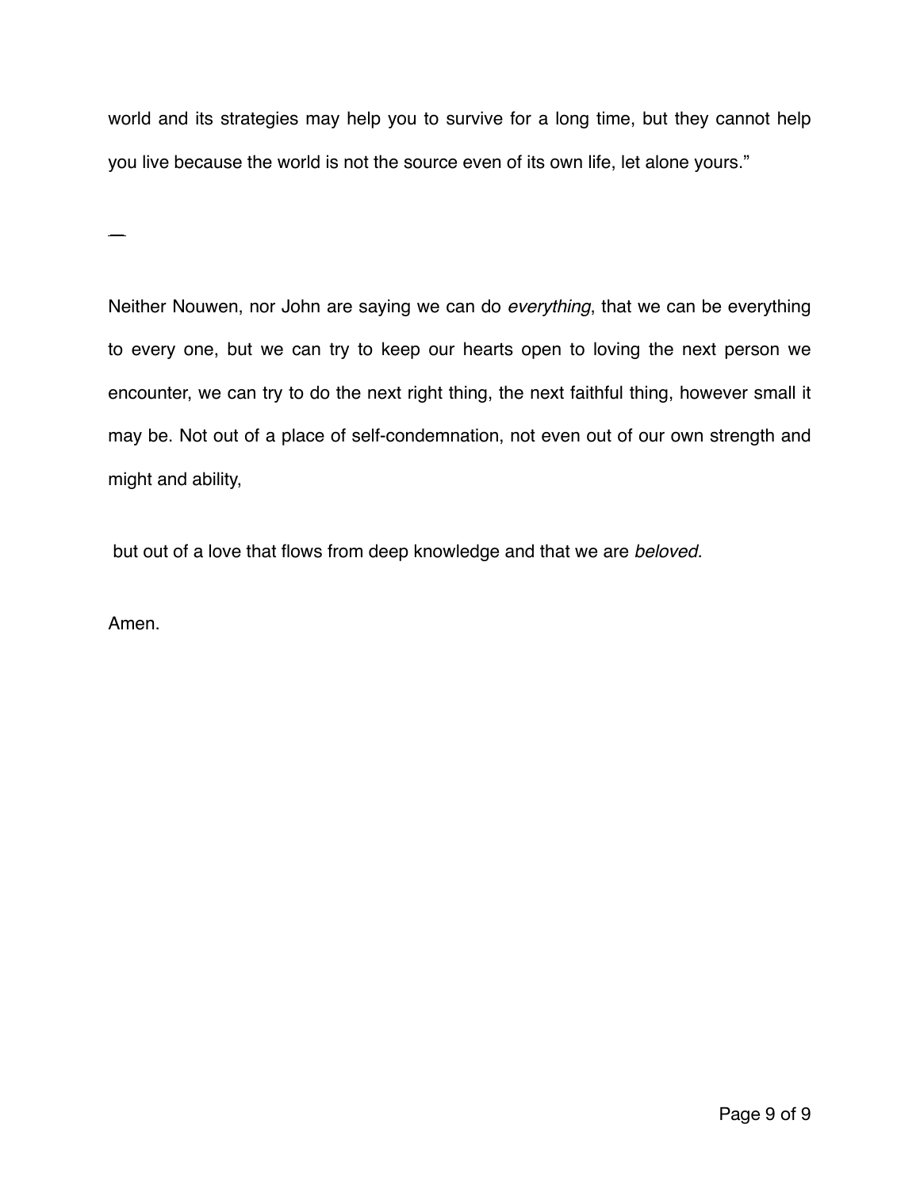world and its strategies may help you to survive for a long time, but they cannot help you live because the world is not the source even of its own life, let alone yours."

—

Neither Nouwen, nor John are saying we can do *everything*, that we can be everything to every one, but we can try to keep our hearts open to loving the next person we encounter, we can try to do the next right thing, the next faithful thing, however small it may be. Not out of a place of self-condemnation, not even out of our own strength and might and ability,

but out of a love that flows from deep knowledge and that we are *beloved.*

Amen.